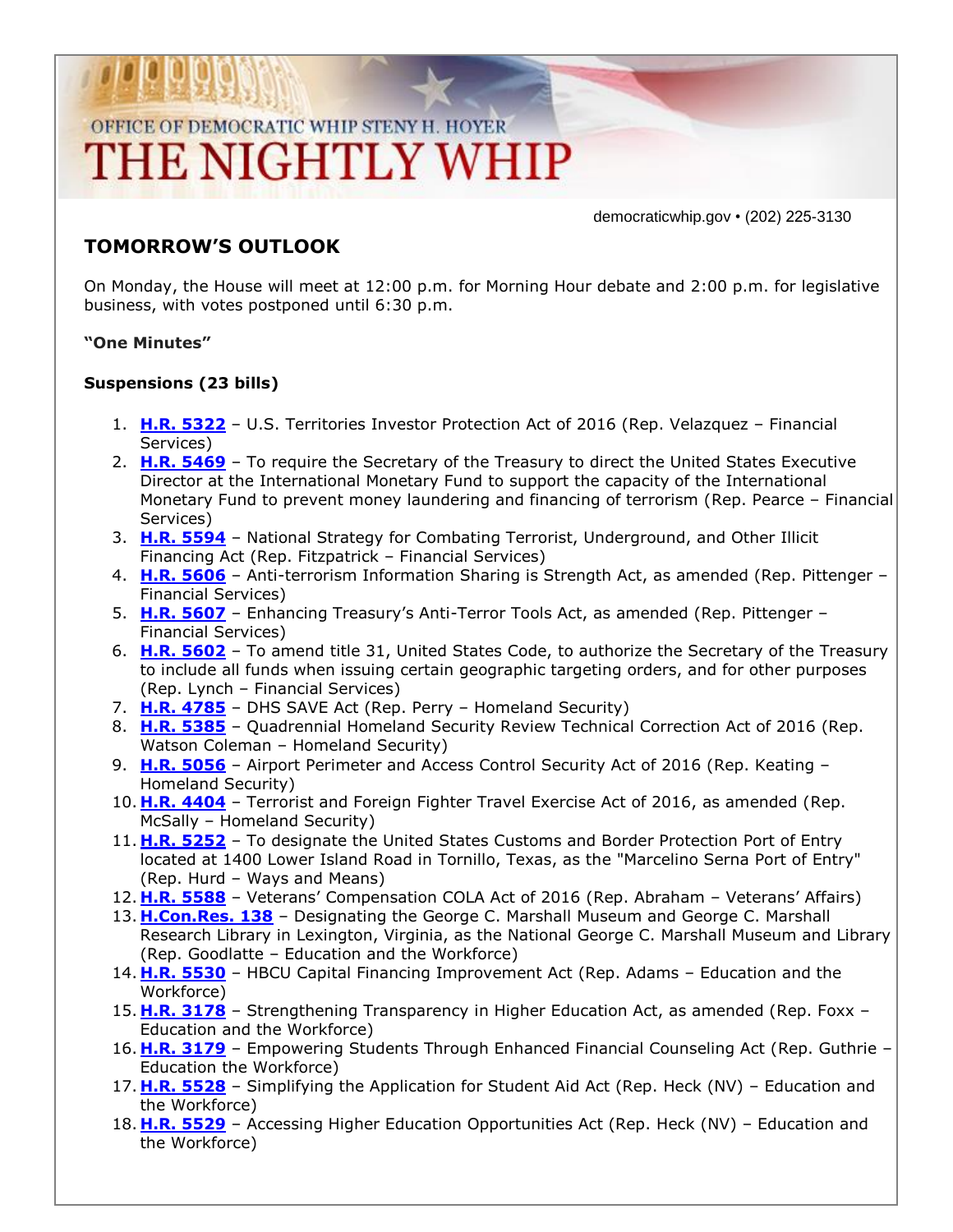OFFICE OF DEMOCRATIC WHIP STENY H. HOYER

# THE NIGHTLY WHIP

democraticwhip.gov • (202) 225-3130

## TOMORROW'S OUTLOOK

On Monday, the House will meet at 12:00 p.m. for Morning Hour debate and 2:00 p.m. for legislative business, with votes postponed until 6:30 p.m.

**"One Minutes"**

**Suspensions (23 bills)**

1. **H.R. 5322** – U.S. Territories Investor Protection Act of 2016 (Rep. Velazquez – Financial Services)
2. **H.R. 5469** – To require the Secretary of the Treasury to direct the United States Executive Director at the International Monetary Fund to support the capacity of the International Monetary Fund to prevent money laundering and financing of terrorism (Rep. Pearce – Financial Services)
3. **H.R. 5594** – National Strategy for Combating Terrorist, Underground, and Other Illicit Financing Act (Rep. Fitzpatrick – Financial Services)
4. **H.R. 5606** – Anti-terrorism Information Sharing is Strength Act, as amended (Rep. Pittenger – Financial Services)
5. **H.R. 5607** – Enhancing Treasury's Anti-Terror Tools Act, as amended (Rep. Pittenger – Financial Services)
6. **H.R. 5602** – To amend title 31, United States Code, to authorize the Secretary of the Treasury to include all funds when issuing certain geographic targeting orders, and for other purposes (Rep. Lynch – Financial Services)
7. **H.R. 4785** – DHS SAVE Act (Rep. Perry – Homeland Security)
8. **H.R. 5385** – Quadrennial Homeland Security Review Technical Correction Act of 2016 (Rep. Watson Coleman – Homeland Security)
9. **H.R. 5056** – Airport Perimeter and Access Control Security Act of 2016 (Rep. Keating – Homeland Security)
10. **H.R. 4404** – Terrorist and Foreign Fighter Travel Exercise Act of 2016, as amended (Rep. McSally – Homeland Security)
11. **H.R. 5252** – To designate the United States Customs and Border Protection Port of Entry located at 1400 Lower Island Road in Tornillo, Texas, as the "Marcelino Serna Port of Entry" (Rep. Hurd – Ways and Means)
12. **H.R. 5588** – Veterans' Compensation COLA Act of 2016 (Rep. Abraham – Veterans' Affairs)
13. **H.Con.Res. 138** – Designating the George C. Marshall Museum and George C. Marshall Research Library in Lexington, Virginia, as the National George C. Marshall Museum and Library (Rep. Goodlatte – Education and the Workforce)
14. **H.R. 5530** – HBCU Capital Financing Improvement Act (Rep. Adams – Education and the Workforce)
15. **H.R. 3178** – Strengthening Transparency in Higher Education Act, as amended (Rep. Foxx – Education and the Workforce)
16. **H.R. 3179** – Empowering Students Through Enhanced Financial Counseling Act (Rep. Guthrie – Education the Workforce)
17. **H.R. 5528** – Simplifying the Application for Student Aid Act (Rep. Heck (NV) – Education and the Workforce)
18. **H.R. 5529** – Accessing Higher Education Opportunities Act (Rep. Heck (NV) – Education and the Workforce)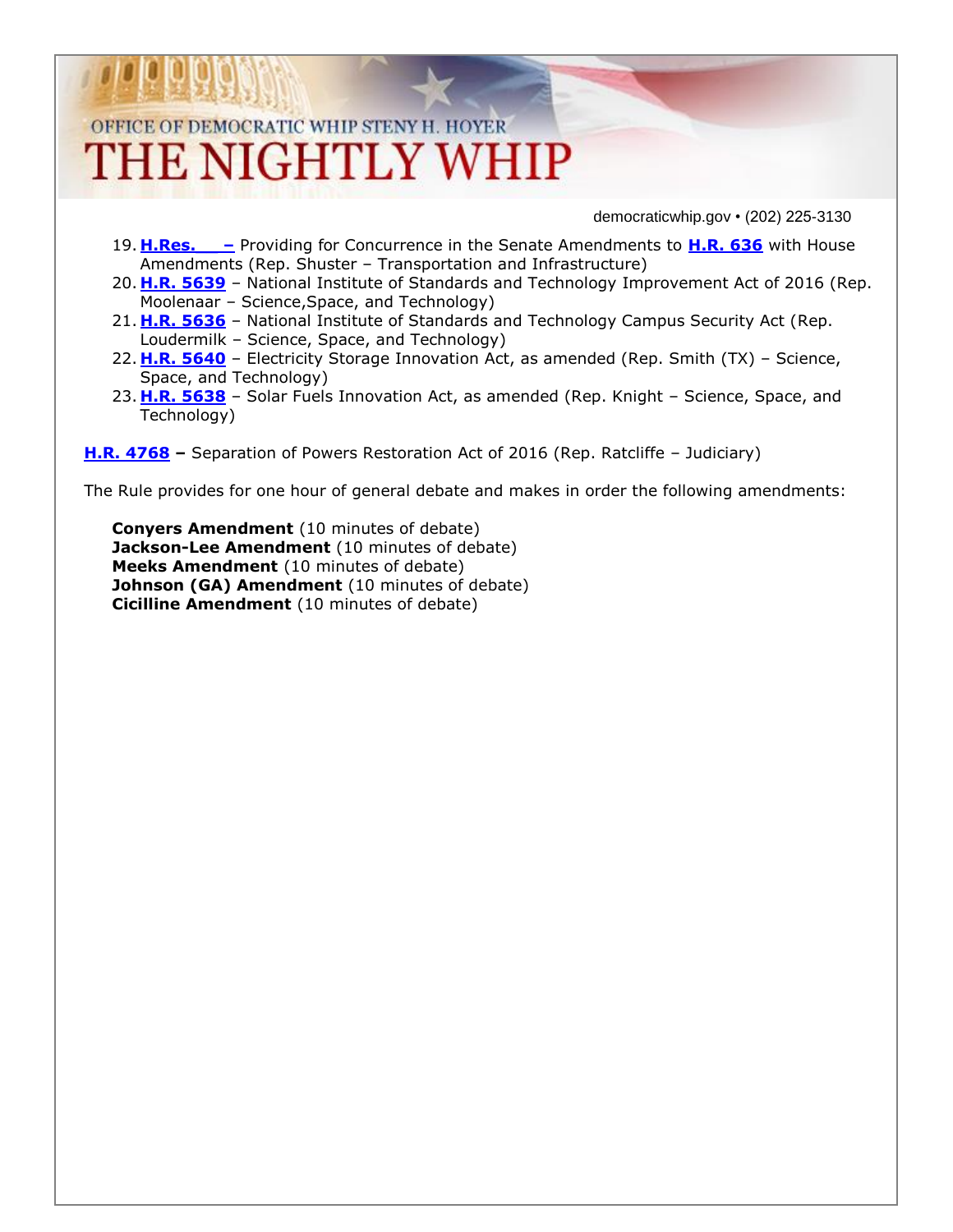19. **H.Res. –** Providing for Concurrence in the Senate Amendments to **H.R. 636** with House Amendments (Rep. Shuster – Transportation and Infrastructure)
20. **H.R. 5639** – National Institute of Standards and Technology Improvement Act of 2016 (Rep. Moolenaar – Science,Space, and Technology)
21. **H.R. 5636** – National Institute of Standards and Technology Campus Security Act (Rep. Loudermilk – Science, Space, and Technology)
22. **H.R. 5640** – Electricity Storage Innovation Act, as amended (Rep. Smith (TX) – Science, Space, and Technology)
23. **H.R. 5638** – Solar Fuels Innovation Act, as amended (Rep. Knight – Science, Space, and Technology)

**H.R. 4768 –** Separation of Powers Restoration Act of 2016 (Rep. Ratcliffe – Judiciary)

The Rule provides for one hour of general debate and makes in order the following amendments:

**Conyers Amendment** (10 minutes of debate)
**Jackson-Lee Amendment** (10 minutes of debate)
**Meeks Amendment** (10 minutes of debate)
**Johnson (GA) Amendment** (10 minutes of debate)
**Cicilline Amendment** (10 minutes of debate)